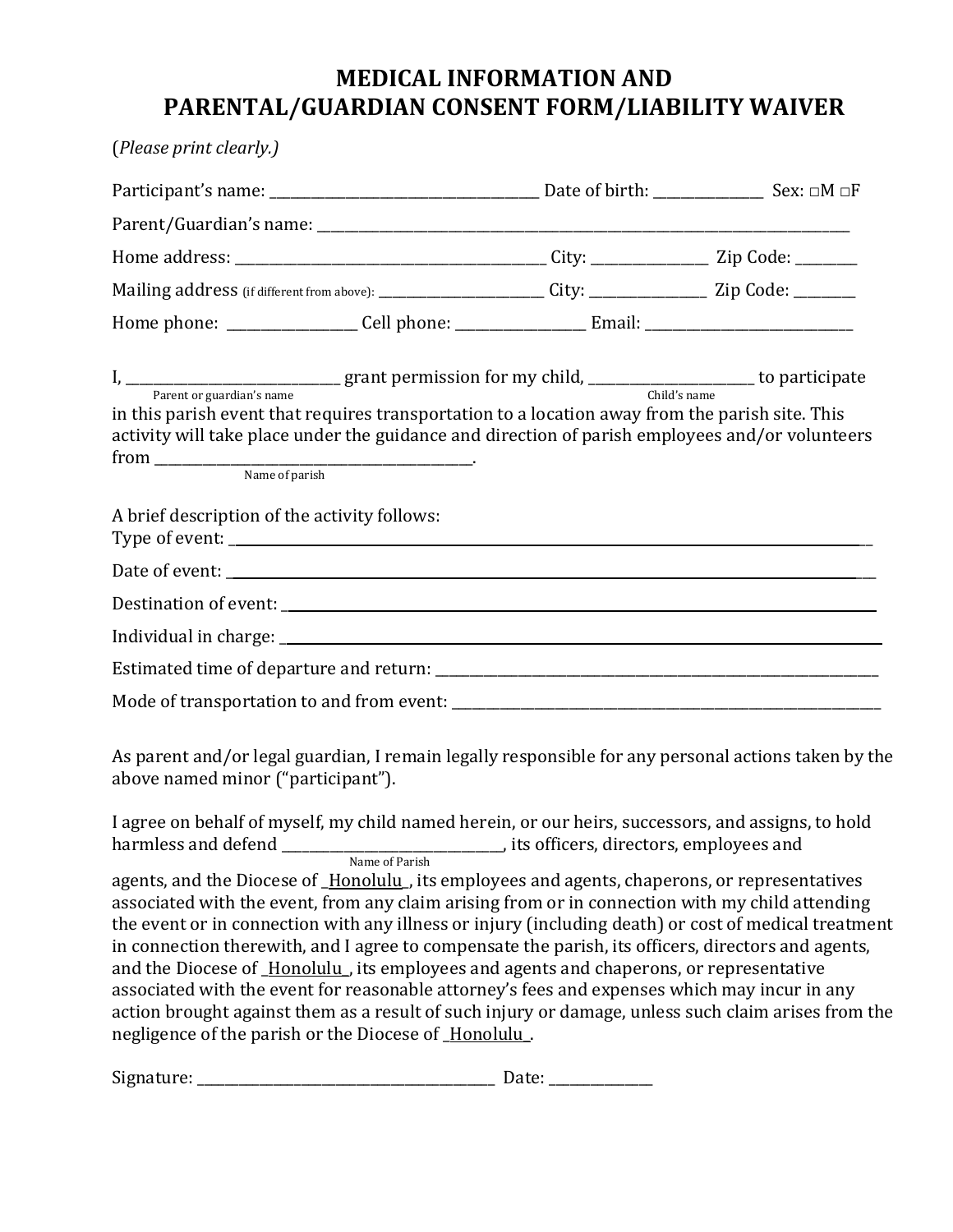# MEDICAL INFORMATION AND PARENTAL/GUARDIAN CONSENT FORM/LIABILITY WAIVER

(*Please print clearly.)*

Participant's name: _______________________________ Date of birth: ____________ Sex: □M □F

Parent/Guardian's name: ____________________________________________________________

Home address: ___________________________________ City: _____________ Zip Code: _______

Mailing address (if different from above): ____________________ City: _____________ Zip Code: _______

Home phone: ______________ Cell phone: ______________ Email: ________________________

I, _________________________ grant permission for my child, ____________________ to participate
(Parent or guardian's name) (Child's name)
in this parish event that requires transportation to a location away from the parish site. This activity will take place under the guidance and direction of parish employees and/or volunteers from _____________________________________.
(Name of parish)

A brief description of the activity follows:

Type of event: ______________________________________________________________________

Date of event: ______________________________________________________________________

Destination of event: _________________________________________________________________

Individual in charge: _________________________________________________________________

Estimated time of departure and return: ___________________________________________________

Mode of transportation to and from event: _________________________________________________

As parent and/or legal guardian, I remain legally responsible for any personal actions taken by the above named minor ("participant").

I agree on behalf of myself, my child named herein, or our heirs, successors, and assigns, to hold harmless and defend __________________________, its officers, directors, employees and
(Name of Parish)
agents, and the Diocese of _Honolulu_, its employees and agents, chaperons, or representatives associated with the event, from any claim arising from or in connection with my child attending the event or in connection with any illness or injury (including death) or cost of medical treatment in connection therewith, and I agree to compensate the parish, its officers, directors and agents, and the Diocese of _Honolulu_, its employees and agents and chaperons, or representative associated with the event for reasonable attorney's fees and expenses which may incur in any action brought against them as a result of such injury or damage, unless such claim arises from the negligence of the parish or the Diocese of _Honolulu_.

Signature: ___________________________________ Date: ____________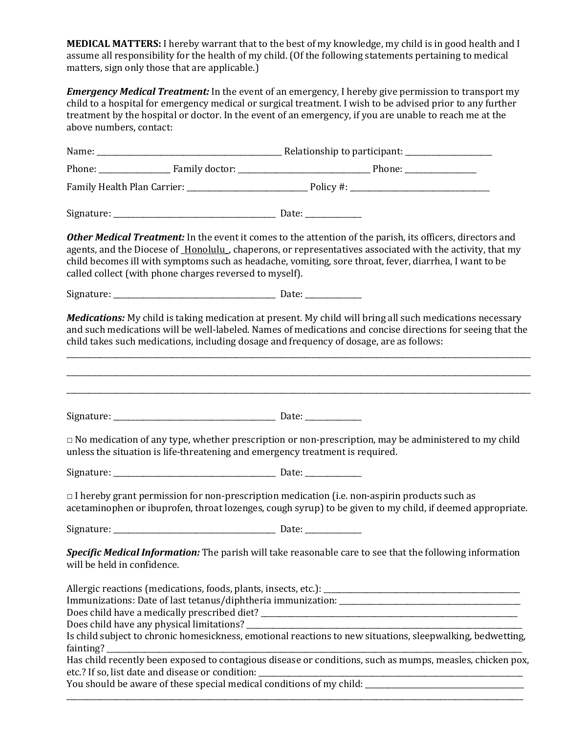**MEDICAL MATTERS:** I hereby warrant that to the best of my knowledge, my child is in good health and I assume all responsibility for the health of my child. (Of the following statements pertaining to medical matters, sign only those that are applicable.)

***Emergency Medical Treatment:*** In the event of an emergency, I hereby give permission to transport my child to a hospital for emergency medical or surgical treatment. I wish to be advised prior to any further treatment by the hospital or doctor. In the event of an emergency, if you are unable to reach me at the above numbers, contact:

Name: ______________________________ Relationship to participant: ______________

Phone: ____________ Family doctor: ______________________ Phone: ____________

Family Health Plan Carrier: ____________________ Policy #: ______________________

Signature: ___________________________ Date: _________

***Other Medical Treatment:*** In the event it comes to the attention of the parish, its officers, directors and agents, and the Diocese of _Honolulu_, chaperons, or representatives associated with the activity, that my child becomes ill with symptoms such as headache, vomiting, sore throat, fever, diarrhea, I want to be called collect (with phone charges reversed to myself).

Signature: ___________________________ Date: _________

***Medications:*** My child is taking medication at present. My child will bring all such medications necessary and such medications will be well-labeled. Names of medications and concise directions for seeing that the child takes such medications, including dosage and frequency of dosage, are as follows:

______________________________________________________________________________

______________________________________________________________________________

______________________________________________________________________________

Signature: ___________________________ Date: _________

□ No medication of any type, whether prescription or non-prescription, may be administered to my child unless the situation is life-threatening and emergency treatment is required.

Signature: ___________________________ Date: _________

□ I hereby grant permission for non-prescription medication (i.e. non-aspirin products such as acetaminophen or ibuprofen, throat lozenges, cough syrup) to be given to my child, if deemed appropriate.

Signature: ___________________________ Date: _________

***Specific Medical Information:*** The parish will take reasonable care to see that the following information will be held in confidence.

Allergic reactions (medications, foods, plants, insects, etc.): ______________________________
Immunizations: Date of last tetanus/diphtheria immunization: ______________________________
Does child have a medically prescribed diet? ________________________________________
Does child have any physical limitations? __________________________________________
Is child subject to chronic homesickness, emotional reactions to new situations, sleepwalking, bedwetting, fainting? ______________________________________________________________________
Has child recently been exposed to contagious disease or conditions, such as mumps, measles, chicken pox, etc.? If so, list date and disease or condition: ______________________________________
You should be aware of these special medical conditions of my child: ________________________
______________________________________________________________________________